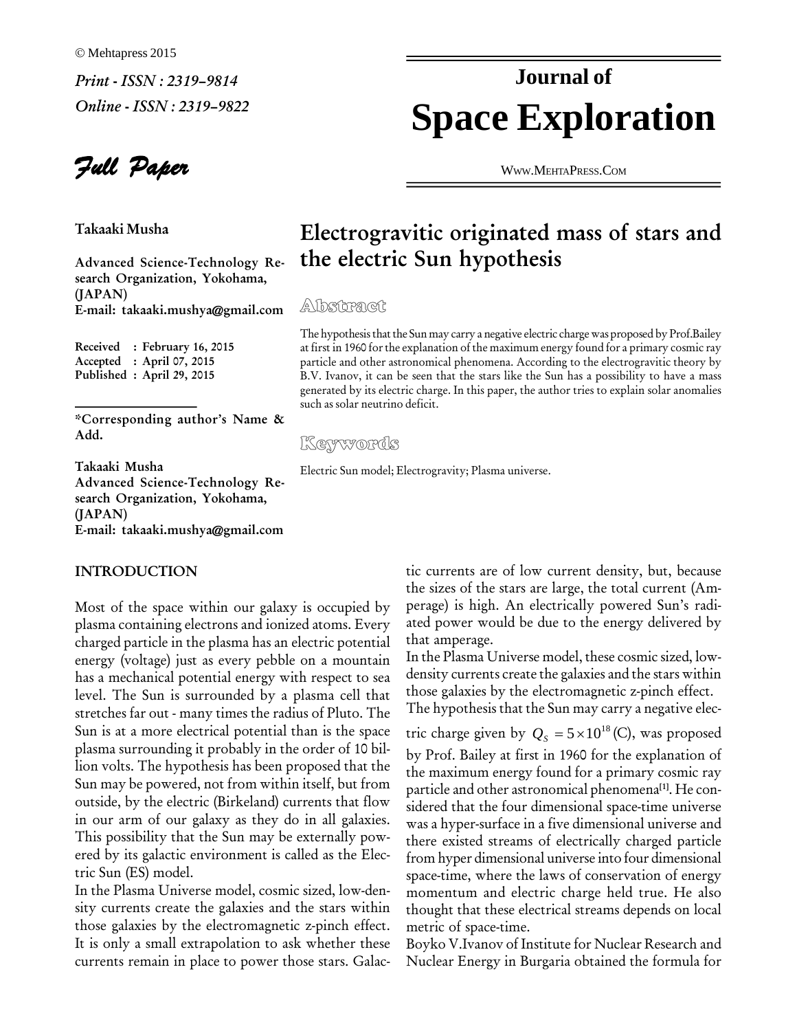© Mehtapress 2015

*Print - ISSN : 2319–9814*

*Online - ISSN : 2319–9822*

# Journal of Space Exploration

WWW.MEHTAPRESS.COM

*Full Paper*

**Takaaki Musha**

**Advanced Science-Technology Research Organization, Yokohama, (JAPAN)**
**E-mail: takaaki.mushya@gmail.com**

**Received : February 16, 2015**
**Accepted : April 07, 2015**
**Published : April 29, 2015**

**\*Corresponding author's Name & Add.**

**Takaaki Musha**
**Advanced Science-Technology Research Organization, Yokohama, (JAPAN)**
**E-mail: takaaki.mushya@gmail.com**

# Electrogravitic originated mass of stars and the electric Sun hypothesis

## Abstract

The hypothesis that the Sun may carry a negative electric charge was proposed by Prof.Bailey at first in 1960 for the explanation of the maximum energy found for a primary cosmic ray particle and other astronomical phenomena. According to the electrogravitic theory by B.V. Ivanov, it can be seen that the stars like the Sun has a possibility to have a mass generated by its electric charge. In this paper, the author tries to explain solar anomalies such as solar neutrino deficit.

## Keywords

Electric Sun model; Electrogravity; Plasma universe.

## INTRODUCTION

Most of the space within our galaxy is occupied by plasma containing electrons and ionized atoms. Every charged particle in the plasma has an electric potential energy (voltage) just as every pebble on a mountain has a mechanical potential energy with respect to sea level. The Sun is surrounded by a plasma cell that stretches far out - many times the radius of Pluto. The Sun is at a more electrical potential than is the space plasma surrounding it probably in the order of 10 billion volts. The hypothesis has been proposed that the Sun may be powered, not from within itself, but from outside, by the electric (Birkeland) currents that flow in our arm of our galaxy as they do in all galaxies. This possibility that the Sun may be externally powered by its galactic environment is called as the Electric Sun (ES) model.

In the Plasma Universe model, cosmic sized, low-density currents create the galaxies and the stars within those galaxies by the electromagnetic z-pinch effect. It is only a small extrapolation to ask whether these currents remain in place to power those stars. Galactic currents are of low current density, but, because the sizes of the stars are large, the total current (Amperage) is high. An electrically powered Sun's radiated power would be due to the energy delivered by that amperage.

In the Plasma Universe model, these cosmic sized, low-density currents create the galaxies and the stars within those galaxies by the electromagnetic z-pinch effect.

The hypothesis that the Sun may carry a negative electric charge given by $Q_S = 5 \times 10^{18}$ (C), was proposed by Prof. Bailey at first in 1960 for the explanation of the maximum energy found for a primary cosmic ray particle and other astronomical phenomena[1]. He considered that the four dimensional space-time universe was a hyper-surface in a five dimensional universe and there existed streams of electrically charged particle from hyper dimensional universe into four dimensional space-time, where the laws of conservation of energy momentum and electric charge held true. He also thought that these electrical streams depends on local metric of space-time.

Boyko V.Ivanov of Institute for Nuclear Research and Nuclear Energy in Burgaria obtained the formula for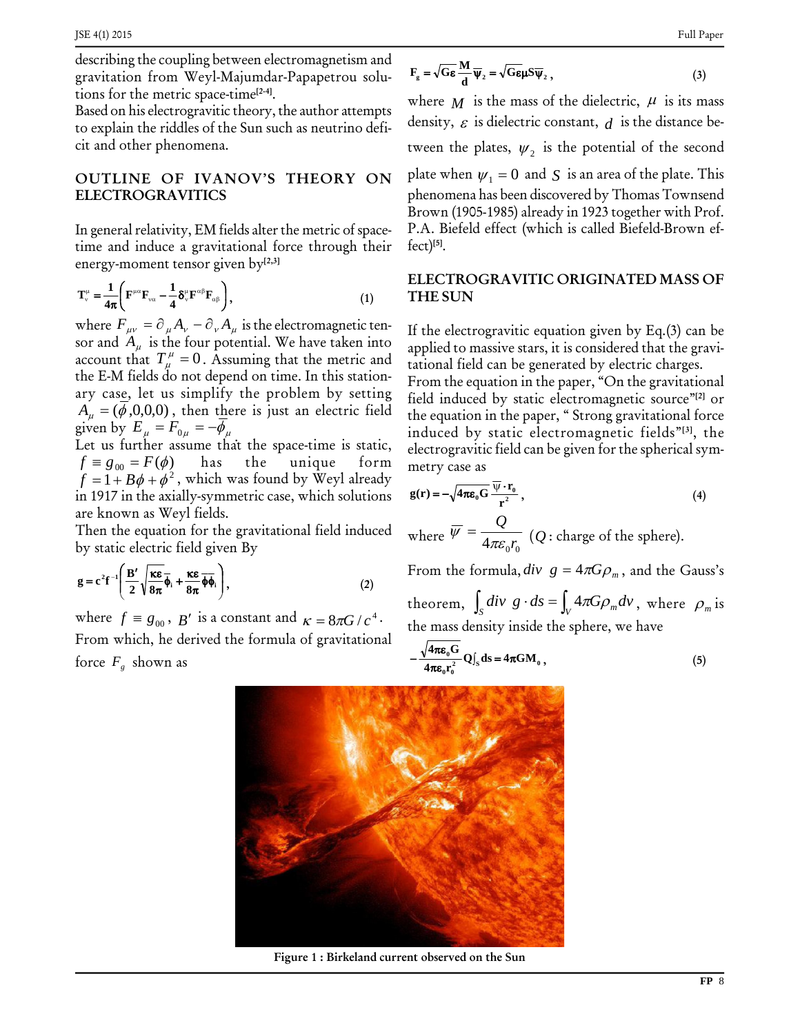describing the coupling between electromagnetism and gravitation from Weyl-Majumdar-Papapetrou solutions for the metric space-time[2-4].

Based on his electrogravitic theory, the author attempts to explain the riddles of the Sun such as neutrino deficit and other phenomena.

## OUTLINE OF IVANOV'S THEORY ON ELECTROGRAVITICS

In general relativity, EM fields alter the metric of space-time and induce a gravitational force through their energy-moment tensor given by[2,3]

$$\mathbf{T}^{\mu}_{\nu} = \frac{1}{4\pi}\left(\mathbf{F}^{\mu\alpha}\mathbf{F}_{\nu\alpha} - \frac{1}{4}\delta^{\mu}_{\nu}\mathbf{F}^{\alpha\beta}\mathbf{F}_{\alpha\beta}\right), \tag{1}$$

where $F_{\mu\nu} = \partial_{\mu}A_{\nu} - \partial_{\nu}A_{\mu}$ is the electromagnetic tensor and $A_{\mu}$ is the four potential. We have taken into account that $T^{\mu}_{\mu} = 0$. Assuming that the metric and the E-M fields do not depend on time. In this stationary case, let us simplify the problem by setting $A_{\mu} = (\phi, 0, 0, 0)$, then there is just an electric field given by $E_{\mu} = F_{0\mu} = -\phi_{\mu}$

Let us further assume that the space-time is static, $f \equiv g_{00} = F(\phi)$ has the unique form $f = 1 + B\phi + \phi^2$, which was found by Weyl already in 1917 in the axially-symmetric case, which solutions are known as Weyl fields.

Then the equation for the gravitational field induced by static electric field given By

$$\mathbf{g} = \mathbf{c}^2\mathbf{f}^{-1}\left(\frac{\mathbf{B}'}{2}\sqrt{\frac{\kappa\varepsilon}{8\pi}}\overline{\phi}_i + \frac{\kappa\varepsilon}{8\pi}\overline{\phi\phi_i}\right), \tag{2}$$

where $f \equiv g_{00}$, $B'$ is a constant and $\kappa = 8\pi G / c^4$.

From which, he derived the formula of gravitational force $F_g$ shown as

$$\mathbf{F}_g = \sqrt{\mathbf{G}\varepsilon}\frac{\mathbf{M}}{\mathbf{d}}\overline{\psi}_2 = \sqrt{\mathbf{G}\varepsilon}\mu\mathbf{S}\overline{\psi}_2, \tag{3}$$

where $M$ is the mass of the dielectric, $\mu$ is its mass density, $\varepsilon$ is dielectric constant, $d$ is the distance between the plates, $\psi_2$ is the potential of the second plate when $\psi_1 = 0$ and $S$ is an area of the plate. This phenomena has been discovered by Thomas Townsend Brown (1905-1985) already in 1923 together with Prof. P.A. Biefeld effect (which is called Biefeld-Brown effect)[5].

## ELECTROGRAVITIC ORIGINATED MASS OF THE SUN

If the electrogravitic equation given by Eq.(3) can be applied to massive stars, it is considered that the gravitational field can be generated by electric charges.

From the equation in the paper, "On the gravitational field induced by static electromagnetic source"[2] or the equation in the paper, " Strong gravitational force induced by static electromagnetic fields"[3], the electrogravitic field can be given for the spherical symmetry case as

$$\mathbf{g}(\mathbf{r}) = -\sqrt{4\pi\varepsilon_0\mathbf{G}}\,\frac{\overline{\psi}\cdot\mathbf{r}_0}{\mathbf{r}^2}, \tag{4}$$

where $\overline{\psi} = \dfrac{Q}{4\pi\varepsilon_0 r_0}$ ($Q$: charge of the sphere).

From the formula, $div\ g = 4\pi G\rho_m$, and the Gauss's theorem, $\int_S div\ g \cdot ds = \int_V 4\pi G\rho_m dv$, where $\rho_m$ is the mass density inside the sphere, we have

$$-\frac{\sqrt{4\pi\varepsilon_0\mathbf{G}}}{4\pi\varepsilon_0\mathbf{r}_0^2}\mathbf{Q}\int_S \mathbf{ds} = 4\pi\mathbf{G}\mathbf{M}_0, \tag{5}$$

**Figure 1 : Birkeland current observed on the Sun**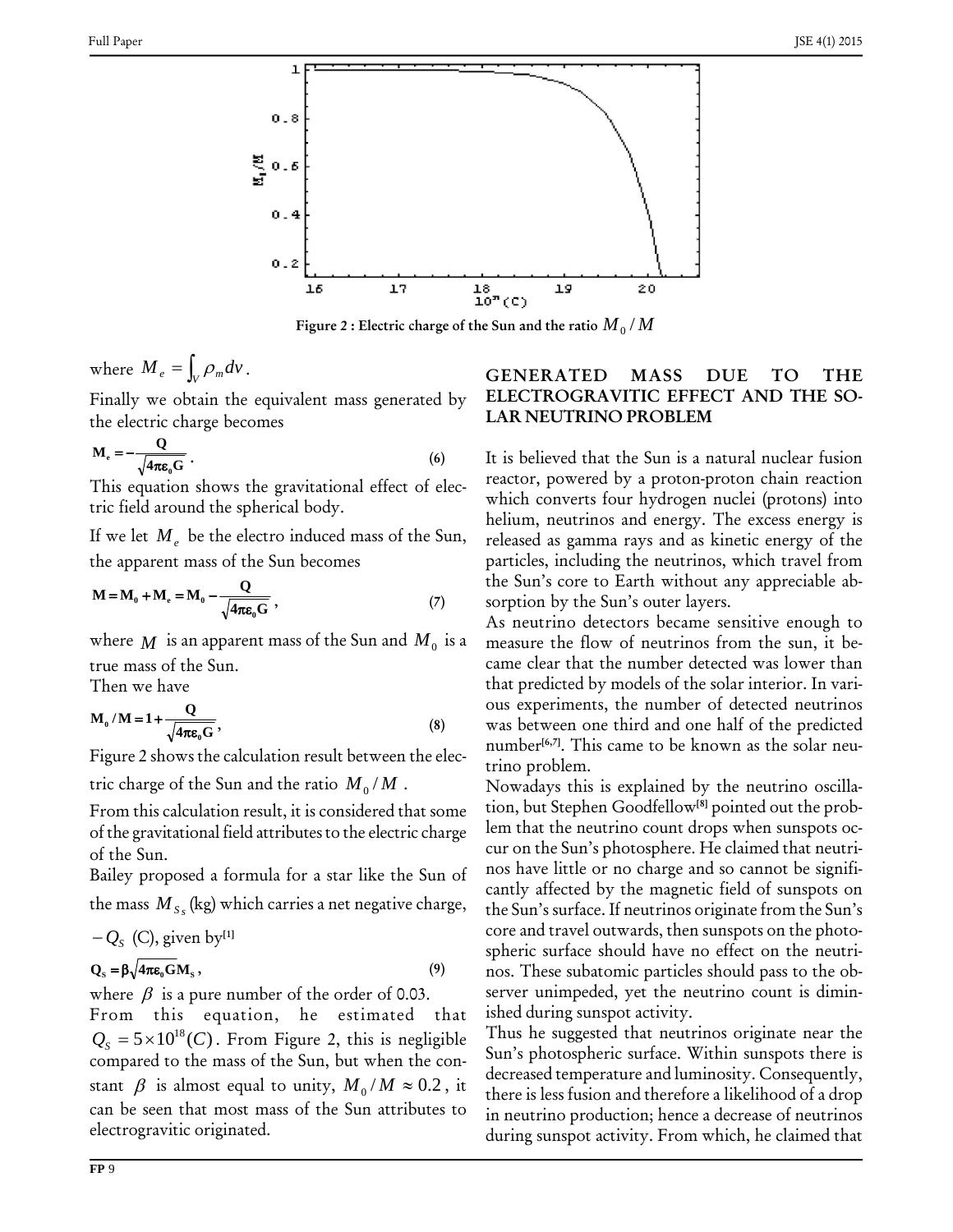Figure 2 : Electric charge of the Sun and the ratio $M_0 / M$

where $M_e = \int_V \rho_m dv$.

Finally we obtain the equivalent mass generated by the electric charge becomes

$$\mathbf{M_e = -\frac{Q}{\sqrt{4\pi\varepsilon_0 G}}} \,. \tag{6}$$

This equation shows the gravitational effect of electric field around the spherical body.

If we let $M_e$ be the electro induced mass of the Sun, the apparent mass of the Sun becomes

$$\mathbf{M = M_0 + M_e = M_0 - \frac{Q}{\sqrt{4\pi\varepsilon_0 G}}} \,, \tag{7}$$

where $M$ is an apparent mass of the Sun and $M_0$ is a true mass of the Sun.

Then we have

$$\mathbf{M_0 / M = 1 + \frac{Q}{\sqrt{4\pi\varepsilon_0 G}}} \,, \tag{8}$$

Figure 2 shows the calculation result between the electric charge of the Sun and the ratio $M_0 / M$.

From this calculation result, it is considered that some of the gravitational field attributes to the electric charge of the Sun.

Bailey proposed a formula for a star like the Sun of the mass $M_{S_S}$ (kg) which carries a net negative charge, $-Q_S$ (C), given by[1]

$$\mathbf{Q_S = \beta\sqrt{4\pi\varepsilon_0 G}M_S} \,, \tag{9}$$

where $\beta$ is a pure number of the order of 0.03.

From this equation, he estimated that $Q_S = 5 \times 10^{18} (C)$. From Figure 2, this is negligible compared to the mass of the Sun, but when the constant $\beta$ is almost equal to unity, $M_0 / M \approx 0.2$, it can be seen that most mass of the Sun attributes to electrogravitic originated.

## GENERATED MASS DUE TO THE ELECTROGRAVITIC EFFECT AND THE SOLAR NEUTRINO PROBLEM

It is believed that the Sun is a natural nuclear fusion reactor, powered by a proton-proton chain reaction which converts four hydrogen nuclei (protons) into helium, neutrinos and energy. The excess energy is released as gamma rays and as kinetic energy of the particles, including the neutrinos, which travel from the Sun's core to Earth without any appreciable absorption by the Sun's outer layers.

As neutrino detectors became sensitive enough to measure the flow of neutrinos from the sun, it became clear that the number detected was lower than that predicted by models of the solar interior. In various experiments, the number of detected neutrinos was between one third and one half of the predicted number[6,7]. This came to be known as the solar neutrino problem.

Nowadays this is explained by the neutrino oscillation, but Stephen Goodfellow[8] pointed out the problem that the neutrino count drops when sunspots occur on the Sun's photosphere. He claimed that neutrinos have little or no charge and so cannot be significantly affected by the magnetic field of sunspots on the Sun's surface. If neutrinos originate from the Sun's core and travel outwards, then sunspots on the photospheric surface should have no effect on the neutrinos. These subatomic particles should pass to the observer unimpeded, yet the neutrino count is diminished during sunspot activity.

Thus he suggested that neutrinos originate near the Sun's photospheric surface. Within sunspots there is decreased temperature and luminosity. Consequently, there is less fusion and therefore a likelihood of a drop in neutrino production; hence a decrease of neutrinos during sunspot activity. From which, he claimed that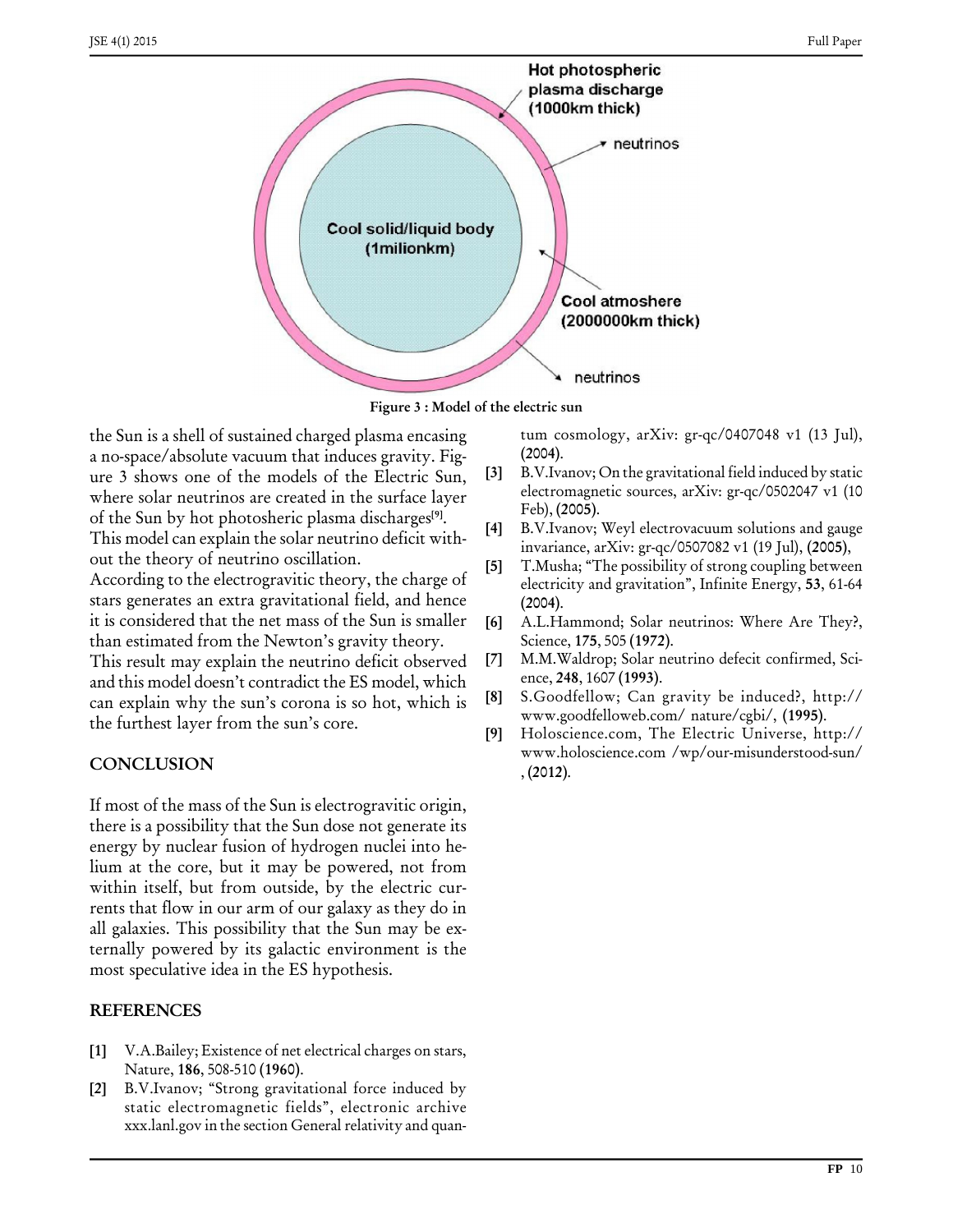Hot photospheric plasma discharge (1000km thick)

neutrinos

Cool solid/liquid body (1milionkm)

Cool atmoshere (2000000km thick)

neutrinos

**Figure 3 : Model of the electric sun**

the Sun is a shell of sustained charged plasma encasing a no-space/absolute vacuum that induces gravity. Figure 3 shows one of the models of the Electric Sun, where solar neutrinos are created in the surface layer of the Sun by hot photosheric plasma discharges[9].

This model can explain the solar neutrino deficit without the theory of neutrino oscillation.

According to the electrogravitic theory, the charge of stars generates an extra gravitational field, and hence it is considered that the net mass of the Sun is smaller than estimated from the Newton's gravity theory.

This result may explain the neutrino deficit observed and this model doesn't contradict the ES model, which can explain why the sun's corona is so hot, which is the furthest layer from the sun's core.

## CONCLUSION

If most of the mass of the Sun is electrogravitic origin, there is a possibility that the Sun dose not generate its energy by nuclear fusion of hydrogen nuclei into helium at the core, but it may be powered, not from within itself, but from outside, by the electric currents that flow in our arm of our galaxy as they do in all galaxies. This possibility that the Sun may be externally powered by its galactic environment is the most speculative idea in the ES hypothesis.

## REFERENCES

**[1]** V.A.Bailey; Existence of net electrical charges on stars, Nature, **186**, 508-510 **(1960)**.

**[2]** B.V.Ivanov; "Strong gravitational force induced by static electromagnetic fields", electronic archive xxx.lanl.gov in the section General relativity and quantum cosmology, arXiv: gr-qc/0407048 v1 (13 Jul), **(2004)**.

**[3]** B.V.Ivanov; On the gravitational field induced by static electromagnetic sources, arXiv: gr-qc/0502047 v1 (10 Feb), **(2005)**.

**[4]** B.V.Ivanov; Weyl electrovacuum solutions and gauge invariance, arXiv: gr-qc/0507082 v1 (19 Jul), **(2005)**,

**[5]** T.Musha; "The possibility of strong coupling between electricity and gravitation", Infinite Energy, **53**, 61-64 **(2004)**.

**[6]** A.L.Hammond; Solar neutrinos: Where Are They?, Science, **175**, 505 **(1972)**.

**[7]** M.M.Waldrop; Solar neutrino defecit confirmed, Science, **248**, 1607 **(1993)**.

**[8]** S.Goodfellow; Can gravity be induced?, http://www.goodfelloweb.com/ nature/cgbi/, **(1995)**.

**[9]** Holoscience.com, The Electric Universe, http://www.holoscience.com /wp/our-misunderstood-sun/ , **(2012)**.